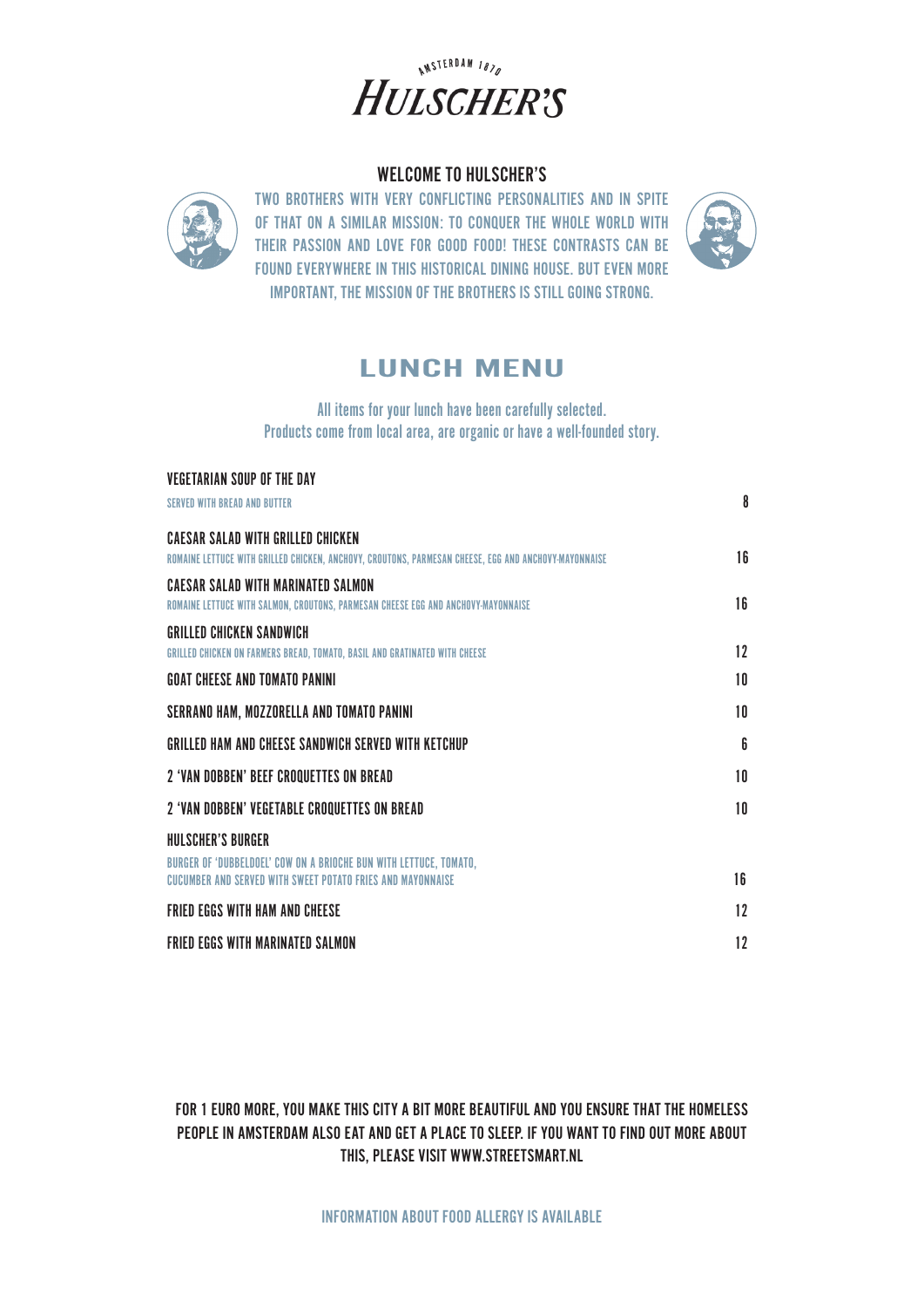AMSTERDAM 1870

# HULSCHER'S

## WELCOME TO HULSCHER'S

TWO BROTHERS WITH VERY CONFLICTING PERSONALITIES AND IN SPITE OF THAT ON A SIMILAR MISSION: TO CONQUER THE WHOLE WORLD WITH THEIR PASSION AND LOVE FOR GOOD FOOD! THESE CONTRASTS CAN BE FOUND EVERYWHERE IN THIS HISTORICAL DINING HOUSE. BUT EVEN MORE IMPORTANT, THE MISSION OF THE BROTHERS IS STILL GOING STRONG.

## LUNCH MENU

All items for your lunch have been carefully selected.
Products come from local area, are organic or have a well-founded story.

**VEGETARIAN SOUP OF THE DAY**
SERVED WITH BREAD AND BUTTER — 8

**CAESAR SALAD WITH GRILLED CHICKEN**
ROMAINE LETTUCE WITH GRILLED CHICKEN, ANCHOVY, CROUTONS, PARMESAN CHEESE, EGG AND ANCHOVY-MAYONNAISE — 16

**CAESAR SALAD WITH MARINATED SALMON**
ROMAINE LETTUCE WITH SALMON, CROUTONS, PARMESAN CHEESE EGG AND ANCHOVY-MAYONNAISE — 16

**GRILLED CHICKEN SANDWICH**
GRILLED CHICKEN ON FARMERS BREAD, TOMATO, BASIL AND GRATINATED WITH CHEESE — 12

**GOAT CHEESE AND TOMATO PANINI** — 10

**SERRANO HAM, MOZZORELLA AND TOMATO PANINI** — 10

**GRILLED HAM AND CHEESE SANDWICH SERVED WITH KETCHUP** — 6

**2 'VAN DOBBEN' BEEF CROQUETTES ON BREAD** — 10

**2 'VAN DOBBEN' VEGETABLE CROQUETTES ON BREAD** — 10

**HULSCHER'S BURGER**
BURGER OF 'DUBBELDOEL' COW ON A BRIOCHE BUN WITH LETTUCE, TOMATO, CUCUMBER AND SERVED WITH SWEET POTATO FRIES AND MAYONNAISE — 16

**FRIED EGGS WITH HAM AND CHEESE** — 12

**FRIED EGGS WITH MARINATED SALMON** — 12

FOR 1 EURO MORE, YOU MAKE THIS CITY A BIT MORE BEAUTIFUL AND YOU ENSURE THAT THE HOMELESS PEOPLE IN AMSTERDAM ALSO EAT AND GET A PLACE TO SLEEP. IF YOU WANT TO FIND OUT MORE ABOUT THIS, PLEASE VISIT WWW.STREETSMART.NL

INFORMATION ABOUT FOOD ALLERGY IS AVAILABLE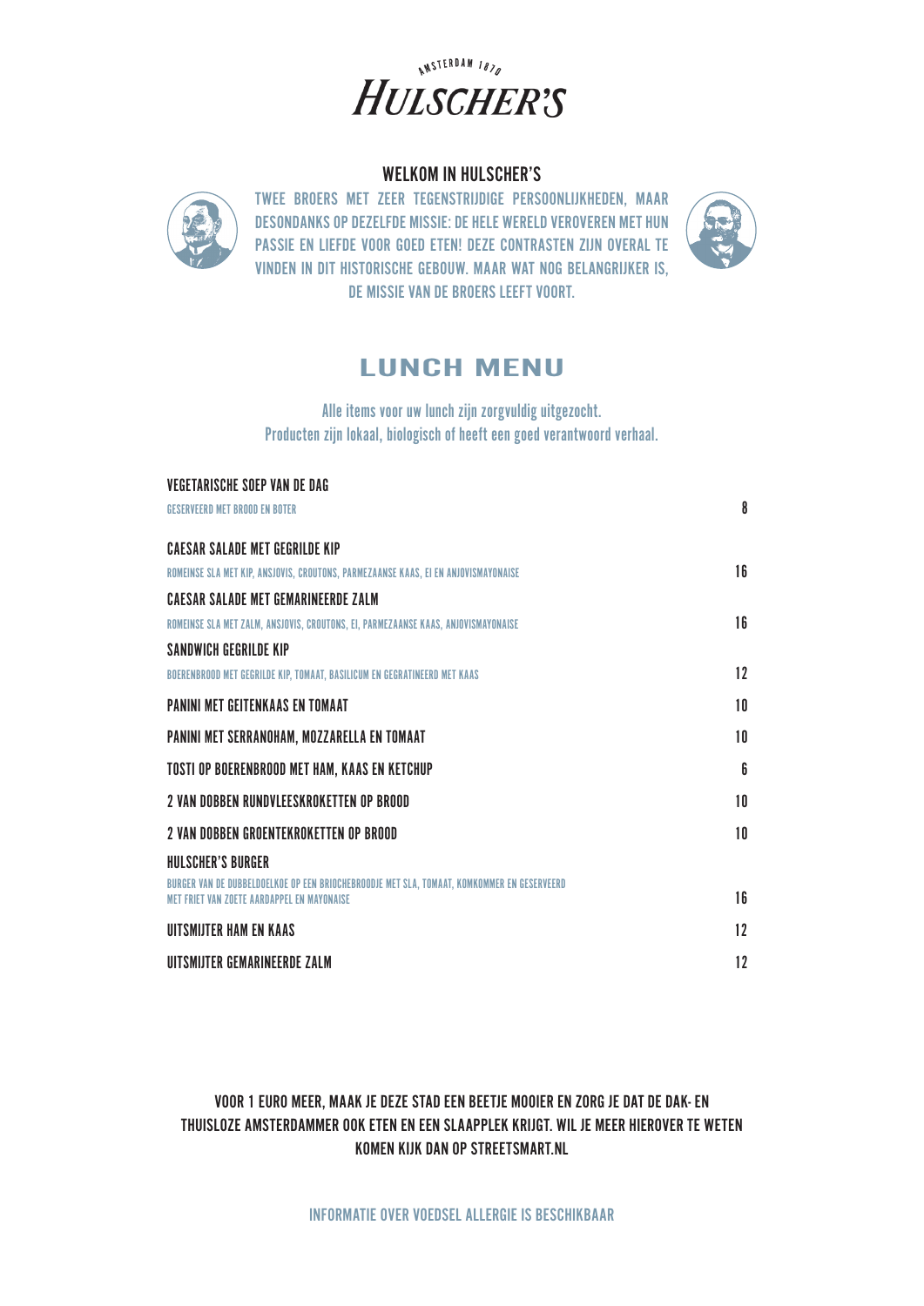AMSTERDAM 1870

# HULSCHER'S

### WELKOM IN HULSCHER'S

TWEE BROERS MET ZEER TEGENSTRIJDIGE PERSOONLIJKHEDEN, MAAR DESONDANKS OP DEZELFDE MISSIE: DE HELE WERELD VEROVEREN MET HUN PASSIE EN LIEFDE VOOR GOED ETEN! DEZE CONTRASTEN ZIJN OVERAL TE VINDEN IN DIT HISTORISCHE GEBOUW. MAAR WAT NOG BELANGRIJKER IS, DE MISSIE VAN DE BROERS LEEFT VOORT.

## LUNCH MENU

Alle items voor uw lunch zijn zorgvuldig uitgezocht.
Producten zijn lokaal, biologisch of heeft een goed verantwoord verhaal.

| | |
|---|---|
| **VEGETARISCHE SOEP VAN DE DAG**<br>GESERVEERD MET BROOD EN BOTER | 8 |
| **CAESAR SALADE MET GEGRILDE KIP**<br>ROMEINSE SLA MET KIP, ANSJOVIS, CROUTONS, PARMEZAANSE KAAS, EI EN ANJOVISMAYONAISE | 16 |
| **CAESAR SALADE MET GEMARINEERDE ZALM**<br>ROMEINSE SLA MET ZALM, ANSJOVIS, CROUTONS, EI, PARMEZAANSE KAAS, ANJOVISMAYONAISE | 16 |
| **SANDWICH GEGRILDE KIP**<br>BOERENBROOD MET GEGRILDE KIP, TOMAAT, BASILICUM EN GEGRATINEERD MET KAAS | 12 |
| **PANINI MET GEITENKAAS EN TOMAAT** | 10 |
| **PANINI MET SERRANOHAM, MOZZARELLA EN TOMAAT** | 10 |
| **TOSTI OP BOERENBROOD MET HAM, KAAS EN KETCHUP** | 6 |
| **2 VAN DOBBEN RUNDVLEESKROKETTEN OP BROOD** | 10 |
| **2 VAN DOBBEN GROENTEKROKETTEN OP BROOD** | 10 |
| **HULSCHER'S BURGER**<br>BURGER VAN DE DUBBELDOELKOE OP EEN BRIOCHEBROODJE MET SLA, TOMAAT, KOMKOMMER EN GESERVEERD MET FRIET VAN ZOETE AARDAPPEL EN MAYONAISE | 16 |
| **UITSMIJTER HAM EN KAAS** | 12 |
| **UITSMIJTER GEMARINEERDE ZALM** | 12 |

VOOR 1 EURO MEER, MAAK JE DEZE STAD EEN BEETJE MOOIER EN ZORG JE DAT DE DAK- EN THUISLOZE AMSTERDAMMER OOK ETEN EN EEN SLAAPPLEK KRIJGT. WIL JE MEER HIEROVER TE WETEN KOMEN KIJK DAN OP STREETSMART.NL

INFORMATIE OVER VOEDSEL ALLERGIE IS BESCHIKBAAR